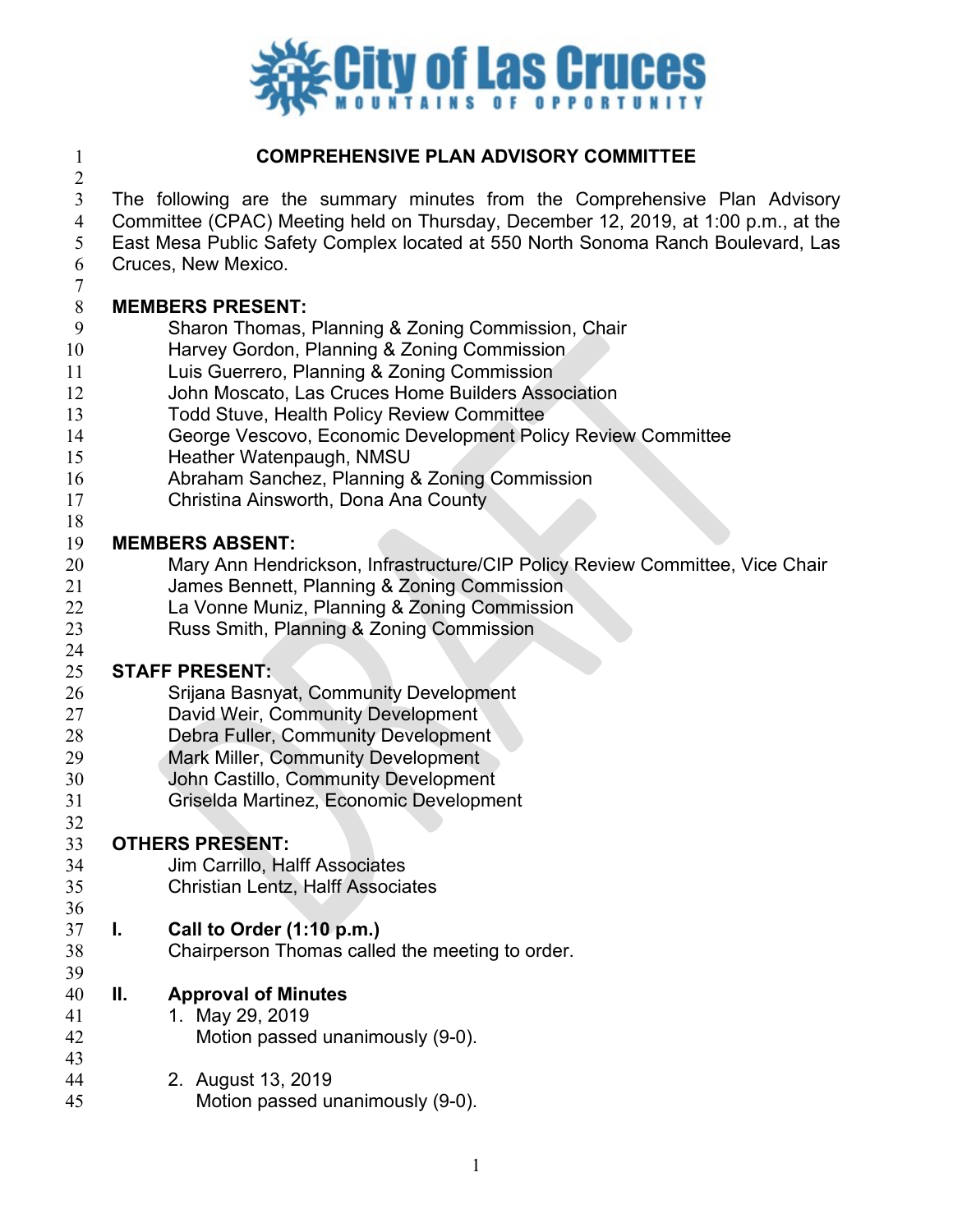# COMPREHENSIVE PLAN ADVISORY COMMITTEE

The following are the summary minutes from the Comprehensive Plan Advisory Committee (CPAC) Meeting held on Thursday, December 12, 2019, at 1:00 p.m., at the East Mesa Public Safety Complex located at 550 North Sonoma Ranch Boulevard, Las Cruces, New Mexico.

**MEMBERS PRESENT:**

Sharon Thomas, Planning & Zoning Commission, Chair
Harvey Gordon, Planning & Zoning Commission
Luis Guerrero, Planning & Zoning Commission
John Moscato, Las Cruces Home Builders Association
Todd Stuve, Health Policy Review Committee
George Vescovo, Economic Development Policy Review Committee
Heather Watenpaugh, NMSU
Abraham Sanchez, Planning & Zoning Commission
Christina Ainsworth, Dona Ana County

**MEMBERS ABSENT:**

Mary Ann Hendrickson, Infrastructure/CIP Policy Review Committee, Vice Chair
James Bennett, Planning & Zoning Commission
La Vonne Muniz, Planning & Zoning Commission
Russ Smith, Planning & Zoning Commission

**STAFF PRESENT:**

Srijana Basnyat, Community Development
David Weir, Community Development
Debra Fuller, Community Development
Mark Miller, Community Development
John Castillo, Community Development
Griselda Martinez, Economic Development

**OTHERS PRESENT:**

Jim Carrillo, Halff Associates
Christian Lentz, Halff Associates

## I. Call to Order (1:10 p.m.)

Chairperson Thomas called the meeting to order.

## II. Approval of Minutes

1. May 29, 2019
   Motion passed unanimously (9-0).

2. August 13, 2019
   Motion passed unanimously (9-0).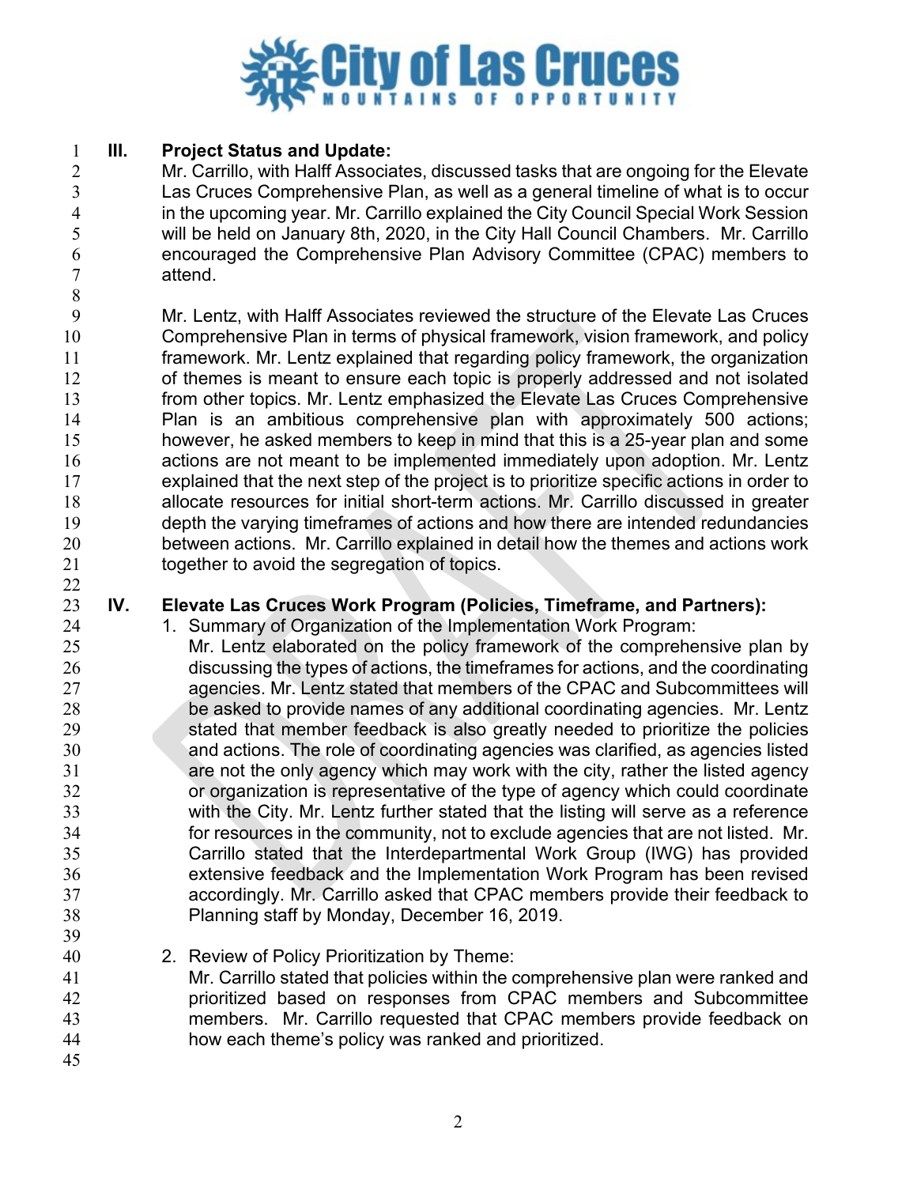## III. Project Status and Update:

Mr. Carrillo, with Halff Associates, discussed tasks that are ongoing for the Elevate Las Cruces Comprehensive Plan, as well as a general timeline of what is to occur in the upcoming year. Mr. Carrillo explained the City Council Special Work Session will be held on January 8th, 2020, in the City Hall Council Chambers. Mr. Carrillo encouraged the Comprehensive Plan Advisory Committee (CPAC) members to attend.

Mr. Lentz, with Halff Associates reviewed the structure of the Elevate Las Cruces Comprehensive Plan in terms of physical framework, vision framework, and policy framework. Mr. Lentz explained that regarding policy framework, the organization of themes is meant to ensure each topic is properly addressed and not isolated from other topics. Mr. Lentz emphasized the Elevate Las Cruces Comprehensive Plan is an ambitious comprehensive plan with approximately 500 actions; however, he asked members to keep in mind that this is a 25-year plan and some actions are not meant to be implemented immediately upon adoption. Mr. Lentz explained that the next step of the project is to prioritize specific actions in order to allocate resources for initial short-term actions. Mr. Carrillo discussed in greater depth the varying timeframes of actions and how there are intended redundancies between actions. Mr. Carrillo explained in detail how the themes and actions work together to avoid the segregation of topics.

## IV. Elevate Las Cruces Work Program (Policies, Timeframe, and Partners):

1. Summary of Organization of the Implementation Work Program:
   Mr. Lentz elaborated on the policy framework of the comprehensive plan by discussing the types of actions, the timeframes for actions, and the coordinating agencies. Mr. Lentz stated that members of the CPAC and Subcommittees will be asked to provide names of any additional coordinating agencies. Mr. Lentz stated that member feedback is also greatly needed to prioritize the policies and actions. The role of coordinating agencies was clarified, as agencies listed are not the only agency which may work with the city, rather the listed agency or organization is representative of the type of agency which could coordinate with the City. Mr. Lentz further stated that the listing will serve as a reference for resources in the community, not to exclude agencies that are not listed. Mr. Carrillo stated that the Interdepartmental Work Group (IWG) has provided extensive feedback and the Implementation Work Program has been revised accordingly. Mr. Carrillo asked that CPAC members provide their feedback to Planning staff by Monday, December 16, 2019.

2. Review of Policy Prioritization by Theme:
   Mr. Carrillo stated that policies within the comprehensive plan were ranked and prioritized based on responses from CPAC members and Subcommittee members. Mr. Carrillo requested that CPAC members provide feedback on how each theme's policy was ranked and prioritized.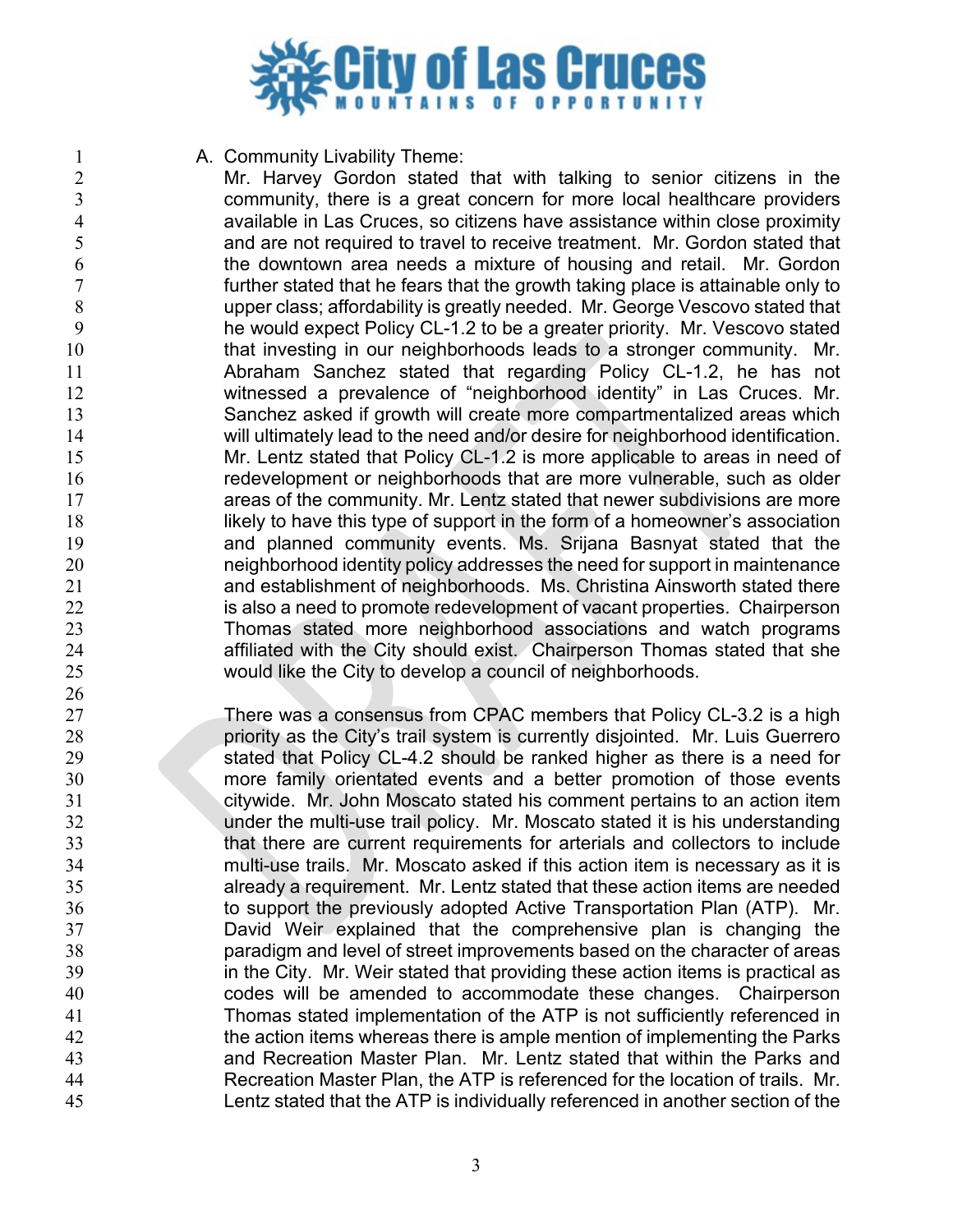A. Community Livability Theme:

Mr. Harvey Gordon stated that with talking to senior citizens in the community, there is a great concern for more local healthcare providers available in Las Cruces, so citizens have assistance within close proximity and are not required to travel to receive treatment. Mr. Gordon stated that the downtown area needs a mixture of housing and retail. Mr. Gordon further stated that he fears that the growth taking place is attainable only to upper class; affordability is greatly needed. Mr. George Vescovo stated that he would expect Policy CL-1.2 to be a greater priority. Mr. Vescovo stated that investing in our neighborhoods leads to a stronger community. Mr. Abraham Sanchez stated that regarding Policy CL-1.2, he has not witnessed a prevalence of "neighborhood identity" in Las Cruces. Mr. Sanchez asked if growth will create more compartmentalized areas which will ultimately lead to the need and/or desire for neighborhood identification. Mr. Lentz stated that Policy CL-1.2 is more applicable to areas in need of redevelopment or neighborhoods that are more vulnerable, such as older areas of the community. Mr. Lentz stated that newer subdivisions are more likely to have this type of support in the form of a homeowner's association and planned community events. Ms. Srijana Basnyat stated that the neighborhood identity policy addresses the need for support in maintenance and establishment of neighborhoods. Ms. Christina Ainsworth stated there is also a need to promote redevelopment of vacant properties. Chairperson Thomas stated more neighborhood associations and watch programs affiliated with the City should exist. Chairperson Thomas stated that she would like the City to develop a council of neighborhoods.

There was a consensus from CPAC members that Policy CL-3.2 is a high priority as the City's trail system is currently disjointed. Mr. Luis Guerrero stated that Policy CL-4.2 should be ranked higher as there is a need for more family orientated events and a better promotion of those events citywide. Mr. John Moscato stated his comment pertains to an action item under the multi-use trail policy. Mr. Moscato stated it is his understanding that there are current requirements for arterials and collectors to include multi-use trails. Mr. Moscato asked if this action item is necessary as it is already a requirement. Mr. Lentz stated that these action items are needed to support the previously adopted Active Transportation Plan (ATP). Mr. David Weir explained that the comprehensive plan is changing the paradigm and level of street improvements based on the character of areas in the City. Mr. Weir stated that providing these action items is practical as codes will be amended to accommodate these changes. Chairperson Thomas stated implementation of the ATP is not sufficiently referenced in the action items whereas there is ample mention of implementing the Parks and Recreation Master Plan. Mr. Lentz stated that within the Parks and Recreation Master Plan, the ATP is referenced for the location of trails. Mr. Lentz stated that the ATP is individually referenced in another section of the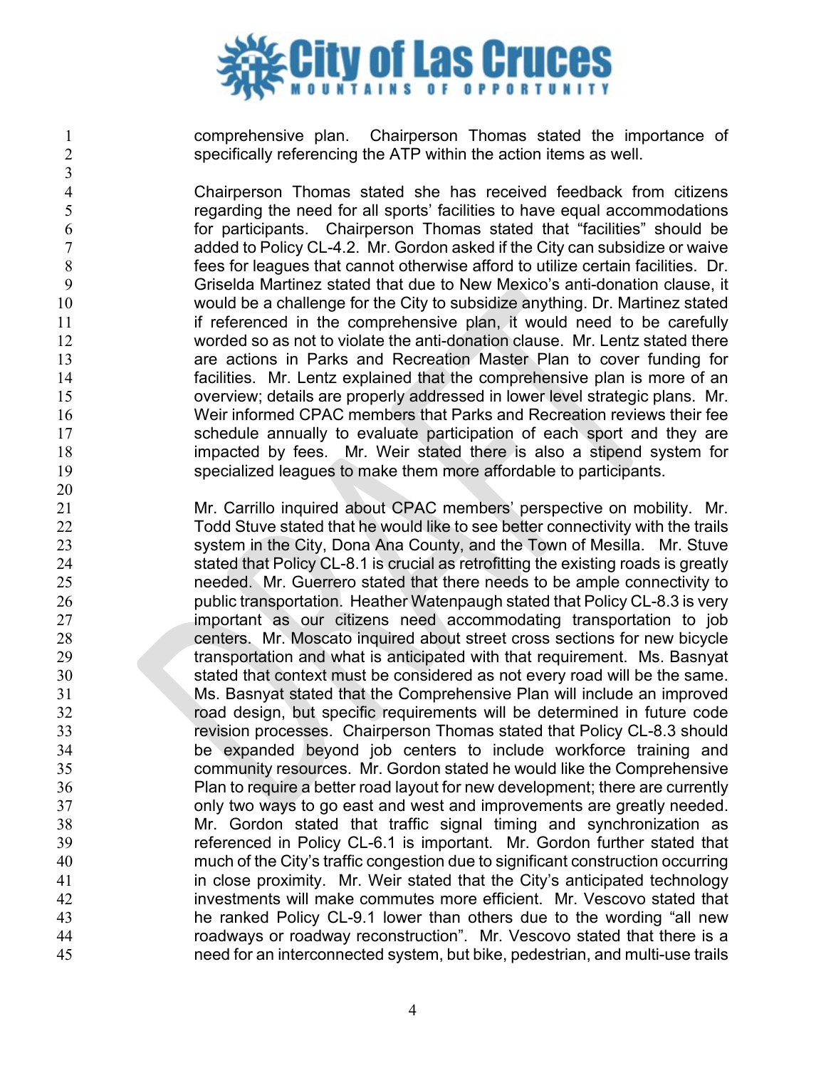comprehensive plan. Chairperson Thomas stated the importance of specifically referencing the ATP within the action items as well.

Chairperson Thomas stated she has received feedback from citizens regarding the need for all sports' facilities to have equal accommodations for participants. Chairperson Thomas stated that "facilities" should be added to Policy CL-4.2. Mr. Gordon asked if the City can subsidize or waive fees for leagues that cannot otherwise afford to utilize certain facilities. Dr. Griselda Martinez stated that due to New Mexico's anti-donation clause, it would be a challenge for the City to subsidize anything. Dr. Martinez stated if referenced in the comprehensive plan, it would need to be carefully worded so as not to violate the anti-donation clause. Mr. Lentz stated there are actions in Parks and Recreation Master Plan to cover funding for facilities. Mr. Lentz explained that the comprehensive plan is more of an overview; details are properly addressed in lower level strategic plans. Mr. Weir informed CPAC members that Parks and Recreation reviews their fee schedule annually to evaluate participation of each sport and they are impacted by fees. Mr. Weir stated there is also a stipend system for specialized leagues to make them more affordable to participants.

Mr. Carrillo inquired about CPAC members' perspective on mobility. Mr. Todd Stuve stated that he would like to see better connectivity with the trails system in the City, Dona Ana County, and the Town of Mesilla. Mr. Stuve stated that Policy CL-8.1 is crucial as retrofitting the existing roads is greatly needed. Mr. Guerrero stated that there needs to be ample connectivity to public transportation. Heather Watenpaugh stated that Policy CL-8.3 is very important as our citizens need accommodating transportation to job centers. Mr. Moscato inquired about street cross sections for new bicycle transportation and what is anticipated with that requirement. Ms. Basnyat stated that context must be considered as not every road will be the same. Ms. Basnyat stated that the Comprehensive Plan will include an improved road design, but specific requirements will be determined in future code revision processes. Chairperson Thomas stated that Policy CL-8.3 should be expanded beyond job centers to include workforce training and community resources. Mr. Gordon stated he would like the Comprehensive Plan to require a better road layout for new development; there are currently only two ways to go east and west and improvements are greatly needed. Mr. Gordon stated that traffic signal timing and synchronization as referenced in Policy CL-6.1 is important. Mr. Gordon further stated that much of the City's traffic congestion due to significant construction occurring in close proximity. Mr. Weir stated that the City's anticipated technology investments will make commutes more efficient. Mr. Vescovo stated that he ranked Policy CL-9.1 lower than others due to the wording "all new roadways or roadway reconstruction". Mr. Vescovo stated that there is a need for an interconnected system, but bike, pedestrian, and multi-use trails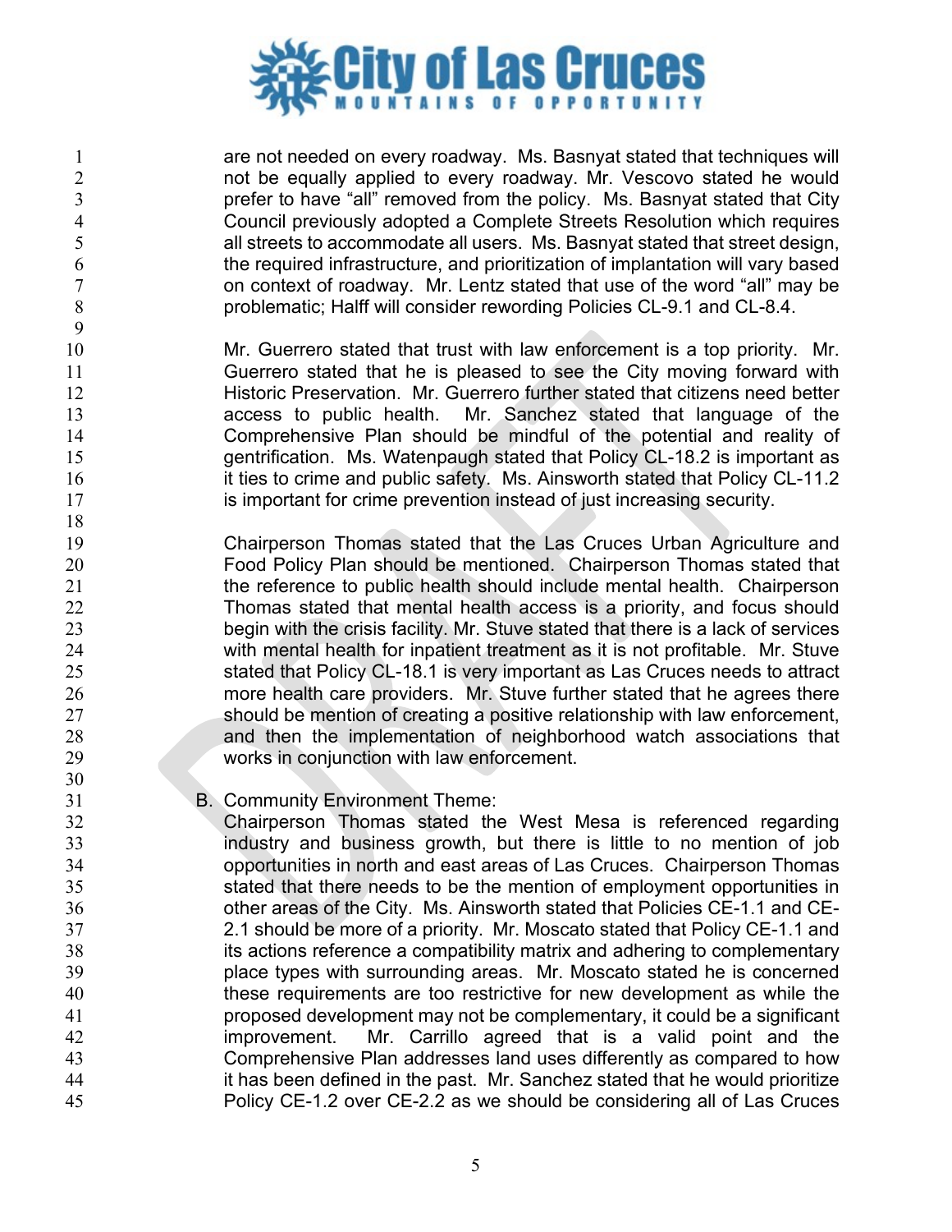are not needed on every roadway. Ms. Basnyat stated that techniques will not be equally applied to every roadway. Mr. Vescovo stated he would prefer to have "all" removed from the policy. Ms. Basnyat stated that City Council previously adopted a Complete Streets Resolution which requires all streets to accommodate all users. Ms. Basnyat stated that street design, the required infrastructure, and prioritization of implantation will vary based on context of roadway. Mr. Lentz stated that use of the word "all" may be problematic; Halff will consider rewording Policies CL-9.1 and CL-8.4.

Mr. Guerrero stated that trust with law enforcement is a top priority. Mr. Guerrero stated that he is pleased to see the City moving forward with Historic Preservation. Mr. Guerrero further stated that citizens need better access to public health. Mr. Sanchez stated that language of the Comprehensive Plan should be mindful of the potential and reality of gentrification. Ms. Watenpaugh stated that Policy CL-18.2 is important as it ties to crime and public safety. Ms. Ainsworth stated that Policy CL-11.2 is important for crime prevention instead of just increasing security.

Chairperson Thomas stated that the Las Cruces Urban Agriculture and Food Policy Plan should be mentioned. Chairperson Thomas stated that the reference to public health should include mental health. Chairperson Thomas stated that mental health access is a priority, and focus should begin with the crisis facility. Mr. Stuve stated that there is a lack of services with mental health for inpatient treatment as it is not profitable. Mr. Stuve stated that Policy CL-18.1 is very important as Las Cruces needs to attract more health care providers. Mr. Stuve further stated that he agrees there should be mention of creating a positive relationship with law enforcement, and then the implementation of neighborhood watch associations that works in conjunction with law enforcement.

B. Community Environment Theme:

Chairperson Thomas stated the West Mesa is referenced regarding industry and business growth, but there is little to no mention of job opportunities in north and east areas of Las Cruces. Chairperson Thomas stated that there needs to be the mention of employment opportunities in other areas of the City. Ms. Ainsworth stated that Policies CE-1.1 and CE-2.1 should be more of a priority. Mr. Moscato stated that Policy CE-1.1 and its actions reference a compatibility matrix and adhering to complementary place types with surrounding areas. Mr. Moscato stated he is concerned these requirements are too restrictive for new development as while the proposed development may not be complementary, it could be a significant improvement. Mr. Carrillo agreed that is a valid point and the Comprehensive Plan addresses land uses differently as compared to how it has been defined in the past. Mr. Sanchez stated that he would prioritize Policy CE-1.2 over CE-2.2 as we should be considering all of Las Cruces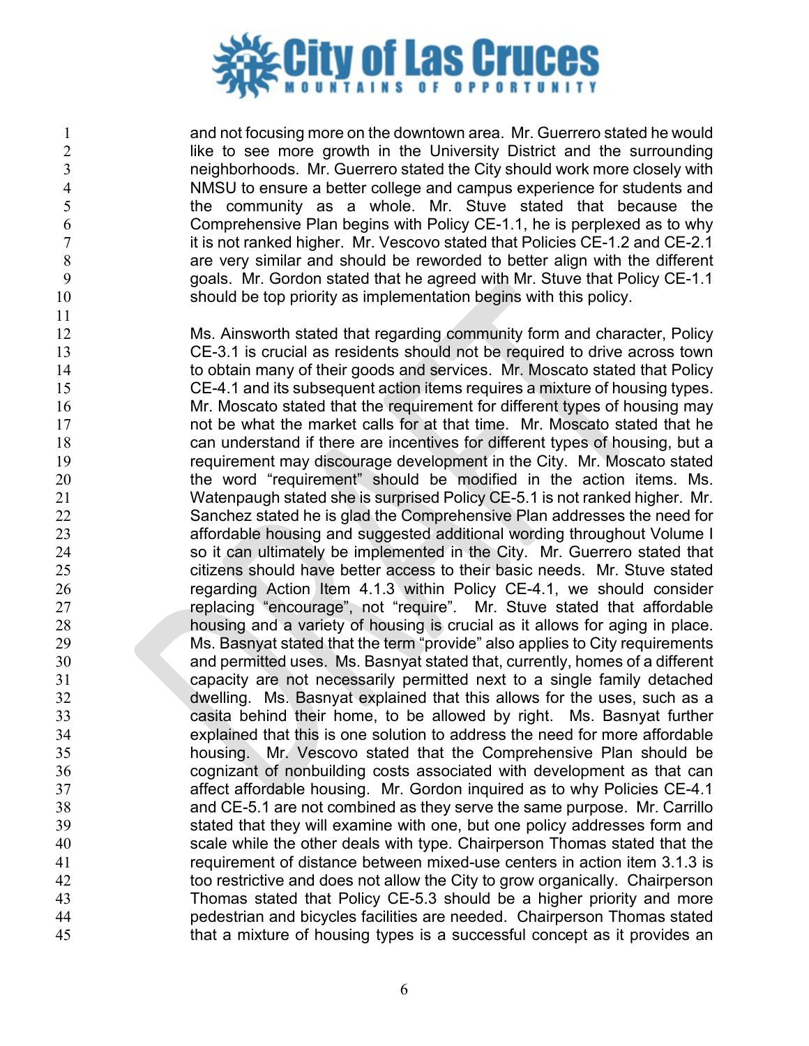and not focusing more on the downtown area. Mr. Guerrero stated he would like to see more growth in the University District and the surrounding neighborhoods. Mr. Guerrero stated the City should work more closely with NMSU to ensure a better college and campus experience for students and the community as a whole. Mr. Stuve stated that because the Comprehensive Plan begins with Policy CE-1.1, he is perplexed as to why it is not ranked higher. Mr. Vescovo stated that Policies CE-1.2 and CE-2.1 are very similar and should be reworded to better align with the different goals. Mr. Gordon stated that he agreed with Mr. Stuve that Policy CE-1.1 should be top priority as implementation begins with this policy.

Ms. Ainsworth stated that regarding community form and character, Policy CE-3.1 is crucial as residents should not be required to drive across town to obtain many of their goods and services. Mr. Moscato stated that Policy CE-4.1 and its subsequent action items requires a mixture of housing types. Mr. Moscato stated that the requirement for different types of housing may not be what the market calls for at that time. Mr. Moscato stated that he can understand if there are incentives for different types of housing, but a requirement may discourage development in the City. Mr. Moscato stated the word "requirement" should be modified in the action items. Ms. Watenpaugh stated she is surprised Policy CE-5.1 is not ranked higher. Mr. Sanchez stated he is glad the Comprehensive Plan addresses the need for affordable housing and suggested additional wording throughout Volume I so it can ultimately be implemented in the City. Mr. Guerrero stated that citizens should have better access to their basic needs. Mr. Stuve stated regarding Action Item 4.1.3 within Policy CE-4.1, we should consider replacing "encourage", not "require". Mr. Stuve stated that affordable housing and a variety of housing is crucial as it allows for aging in place. Ms. Basnyat stated that the term "provide" also applies to City requirements and permitted uses. Ms. Basnyat stated that, currently, homes of a different capacity are not necessarily permitted next to a single family detached dwelling. Ms. Basnyat explained that this allows for the uses, such as a casita behind their home, to be allowed by right. Ms. Basnyat further explained that this is one solution to address the need for more affordable housing. Mr. Vescovo stated that the Comprehensive Plan should be cognizant of nonbuilding costs associated with development as that can affect affordable housing. Mr. Gordon inquired as to why Policies CE-4.1 and CE-5.1 are not combined as they serve the same purpose. Mr. Carrillo stated that they will examine with one, but one policy addresses form and scale while the other deals with type. Chairperson Thomas stated that the requirement of distance between mixed-use centers in action item 3.1.3 is too restrictive and does not allow the City to grow organically. Chairperson Thomas stated that Policy CE-5.3 should be a higher priority and more pedestrian and bicycles facilities are needed. Chairperson Thomas stated that a mixture of housing types is a successful concept as it provides an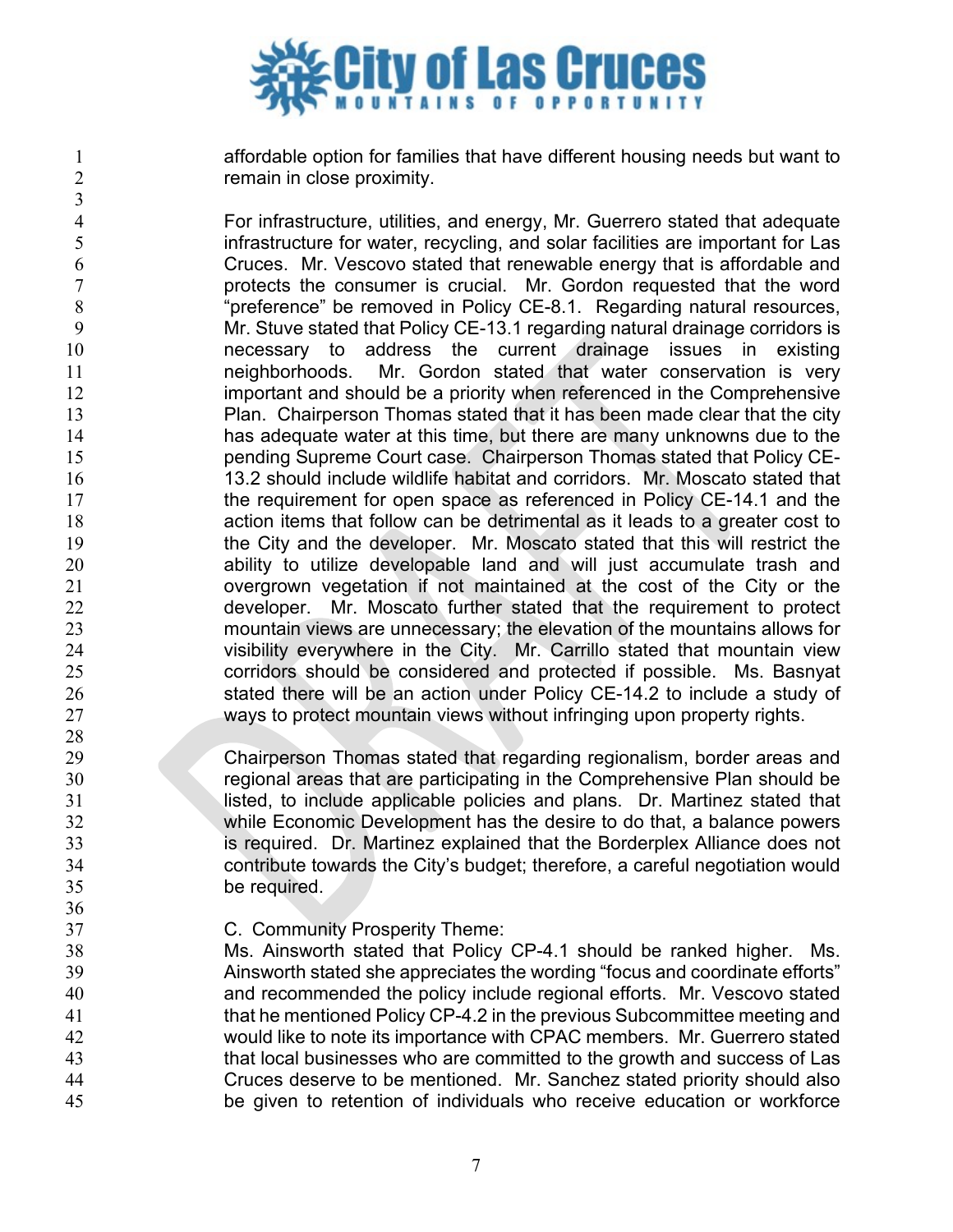affordable option for families that have different housing needs but want to remain in close proximity.

For infrastructure, utilities, and energy, Mr. Guerrero stated that adequate infrastructure for water, recycling, and solar facilities are important for Las Cruces. Mr. Vescovo stated that renewable energy that is affordable and protects the consumer is crucial. Mr. Gordon requested that the word "preference" be removed in Policy CE-8.1. Regarding natural resources, Mr. Stuve stated that Policy CE-13.1 regarding natural drainage corridors is necessary to address the current drainage issues in existing neighborhoods. Mr. Gordon stated that water conservation is very important and should be a priority when referenced in the Comprehensive Plan. Chairperson Thomas stated that it has been made clear that the city has adequate water at this time, but there are many unknowns due to the pending Supreme Court case. Chairperson Thomas stated that Policy CE-13.2 should include wildlife habitat and corridors. Mr. Moscato stated that the requirement for open space as referenced in Policy CE-14.1 and the action items that follow can be detrimental as it leads to a greater cost to the City and the developer. Mr. Moscato stated that this will restrict the ability to utilize developable land and will just accumulate trash and overgrown vegetation if not maintained at the cost of the City or the developer. Mr. Moscato further stated that the requirement to protect mountain views are unnecessary; the elevation of the mountains allows for visibility everywhere in the City. Mr. Carrillo stated that mountain view corridors should be considered and protected if possible. Ms. Basnyat stated there will be an action under Policy CE-14.2 to include a study of ways to protect mountain views without infringing upon property rights.

Chairperson Thomas stated that regarding regionalism, border areas and regional areas that are participating in the Comprehensive Plan should be listed, to include applicable policies and plans. Dr. Martinez stated that while Economic Development has the desire to do that, a balance powers is required. Dr. Martinez explained that the Borderplex Alliance does not contribute towards the City's budget; therefore, a careful negotiation would be required.

C. Community Prosperity Theme:

Ms. Ainsworth stated that Policy CP-4.1 should be ranked higher. Ms. Ainsworth stated she appreciates the wording "focus and coordinate efforts" and recommended the policy include regional efforts. Mr. Vescovo stated that he mentioned Policy CP-4.2 in the previous Subcommittee meeting and would like to note its importance with CPAC members. Mr. Guerrero stated that local businesses who are committed to the growth and success of Las Cruces deserve to be mentioned. Mr. Sanchez stated priority should also be given to retention of individuals who receive education or workforce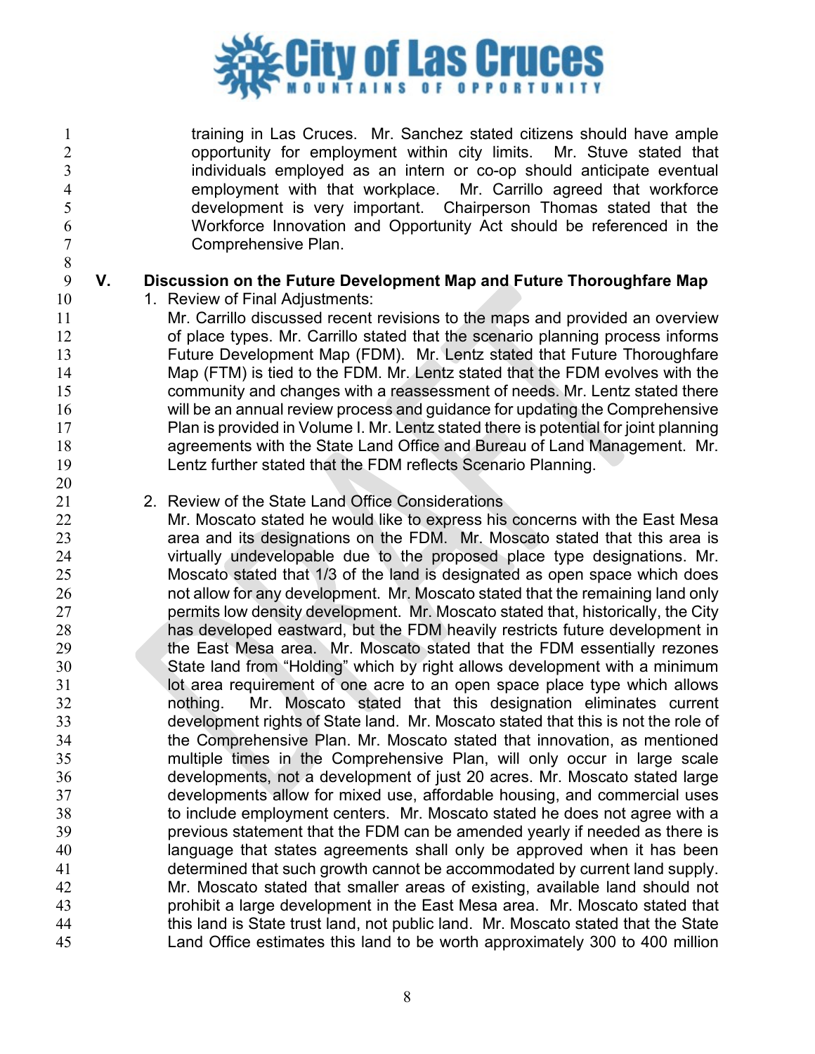training in Las Cruces. Mr. Sanchez stated citizens should have ample opportunity for employment within city limits. Mr. Stuve stated that individuals employed as an intern or co-op should anticipate eventual employment with that workplace. Mr. Carrillo agreed that workforce development is very important. Chairperson Thomas stated that the Workforce Innovation and Opportunity Act should be referenced in the Comprehensive Plan.

## V. Discussion on the Future Development Map and Future Thoroughfare Map

1. Review of Final Adjustments:
   Mr. Carrillo discussed recent revisions to the maps and provided an overview of place types. Mr. Carrillo stated that the scenario planning process informs Future Development Map (FDM). Mr. Lentz stated that Future Thoroughfare Map (FTM) is tied to the FDM. Mr. Lentz stated that the FDM evolves with the community and changes with a reassessment of needs. Mr. Lentz stated there will be an annual review process and guidance for updating the Comprehensive Plan is provided in Volume I. Mr. Lentz stated there is potential for joint planning agreements with the State Land Office and Bureau of Land Management. Mr. Lentz further stated that the FDM reflects Scenario Planning.

2. Review of the State Land Office Considerations
   Mr. Moscato stated he would like to express his concerns with the East Mesa area and its designations on the FDM. Mr. Moscato stated that this area is virtually undevelopable due to the proposed place type designations. Mr. Moscato stated that 1/3 of the land is designated as open space which does not allow for any development. Mr. Moscato stated that the remaining land only permits low density development. Mr. Moscato stated that, historically, the City has developed eastward, but the FDM heavily restricts future development in the East Mesa area. Mr. Moscato stated that the FDM essentially rezones State land from "Holding" which by right allows development with a minimum lot area requirement of one acre to an open space place type which allows nothing. Mr. Moscato stated that this designation eliminates current development rights of State land. Mr. Moscato stated that this is not the role of the Comprehensive Plan. Mr. Moscato stated that innovation, as mentioned multiple times in the Comprehensive Plan, will only occur in large scale developments, not a development of just 20 acres. Mr. Moscato stated large developments allow for mixed use, affordable housing, and commercial uses to include employment centers. Mr. Moscato stated he does not agree with a previous statement that the FDM can be amended yearly if needed as there is language that states agreements shall only be approved when it has been determined that such growth cannot be accommodated by current land supply. Mr. Moscato stated that smaller areas of existing, available land should not prohibit a large development in the East Mesa area. Mr. Moscato stated that this land is State trust land, not public land. Mr. Moscato stated that the State Land Office estimates this land to be worth approximately 300 to 400 million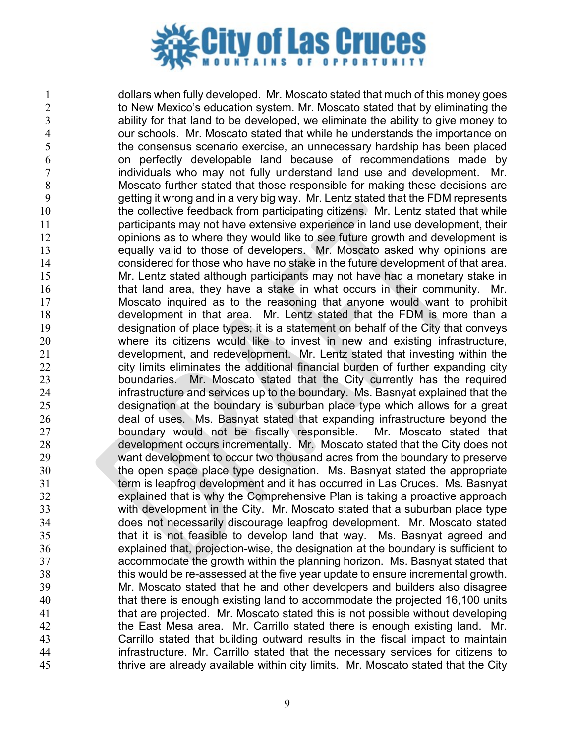dollars when fully developed. Mr. Moscato stated that much of this money goes to New Mexico's education system. Mr. Moscato stated that by eliminating the ability for that land to be developed, we eliminate the ability to give money to our schools. Mr. Moscato stated that while he understands the importance on the consensus scenario exercise, an unnecessary hardship has been placed on perfectly developable land because of recommendations made by individuals who may not fully understand land use and development. Mr. Moscato further stated that those responsible for making these decisions are getting it wrong and in a very big way. Mr. Lentz stated that the FDM represents the collective feedback from participating citizens. Mr. Lentz stated that while participants may not have extensive experience in land use development, their opinions as to where they would like to see future growth and development is equally valid to those of developers. Mr. Moscato asked why opinions are considered for those who have no stake in the future development of that area. Mr. Lentz stated although participants may not have had a monetary stake in that land area, they have a stake in what occurs in their community. Mr. Moscato inquired as to the reasoning that anyone would want to prohibit development in that area. Mr. Lentz stated that the FDM is more than a designation of place types; it is a statement on behalf of the City that conveys where its citizens would like to invest in new and existing infrastructure, development, and redevelopment. Mr. Lentz stated that investing within the city limits eliminates the additional financial burden of further expanding city boundaries. Mr. Moscato stated that the City currently has the required infrastructure and services up to the boundary. Ms. Basnyat explained that the designation at the boundary is suburban place type which allows for a great deal of uses. Ms. Basnyat stated that expanding infrastructure beyond the boundary would not be fiscally responsible. Mr. Moscato stated that development occurs incrementally. Mr. Moscato stated that the City does not want development to occur two thousand acres from the boundary to preserve the open space place type designation. Ms. Basnyat stated the appropriate term is leapfrog development and it has occurred in Las Cruces. Ms. Basnyat explained that is why the Comprehensive Plan is taking a proactive approach with development in the City. Mr. Moscato stated that a suburban place type does not necessarily discourage leapfrog development. Mr. Moscato stated that it is not feasible to develop land that way. Ms. Basnyat agreed and explained that, projection-wise, the designation at the boundary is sufficient to accommodate the growth within the planning horizon. Ms. Basnyat stated that this would be re-assessed at the five year update to ensure incremental growth. Mr. Moscato stated that he and other developers and builders also disagree that there is enough existing land to accommodate the projected 16,100 units that are projected. Mr. Moscato stated this is not possible without developing the East Mesa area. Mr. Carrillo stated there is enough existing land. Mr. Carrillo stated that building outward results in the fiscal impact to maintain infrastructure. Mr. Carrillo stated that the necessary services for citizens to thrive are already available within city limits. Mr. Moscato stated that the City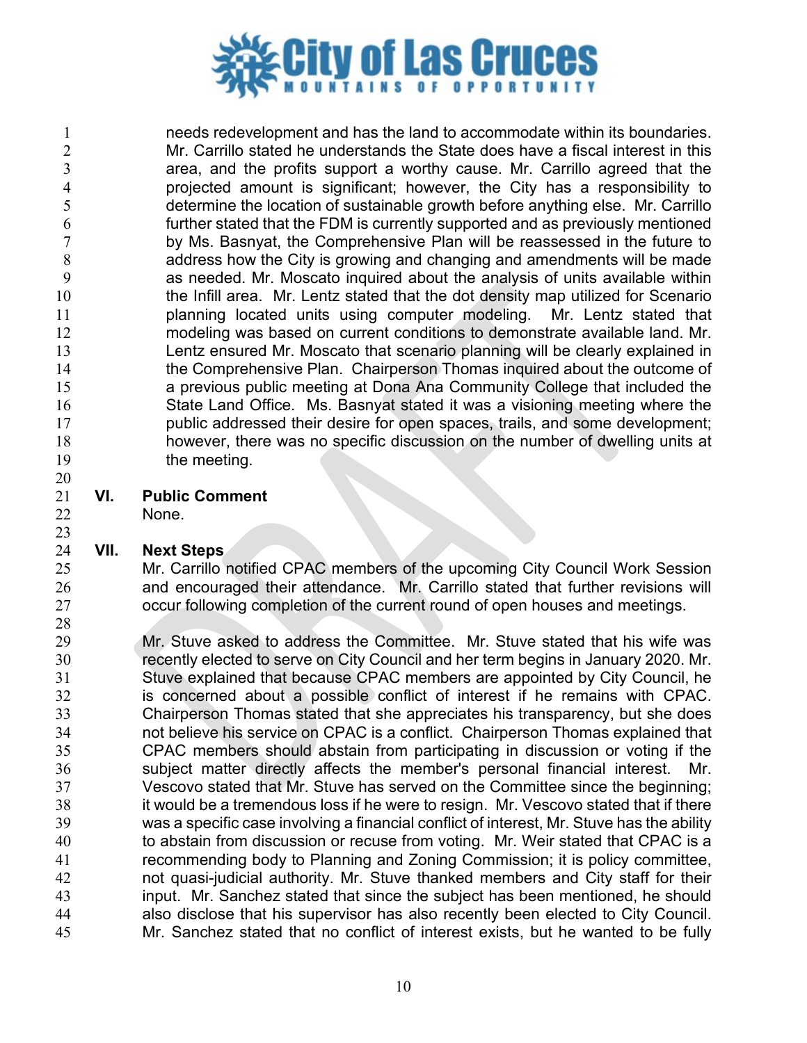needs redevelopment and has the land to accommodate within its boundaries. Mr. Carrillo stated he understands the State does have a fiscal interest in this area, and the profits support a worthy cause. Mr. Carrillo agreed that the projected amount is significant; however, the City has a responsibility to determine the location of sustainable growth before anything else. Mr. Carrillo further stated that the FDM is currently supported and as previously mentioned by Ms. Basnyat, the Comprehensive Plan will be reassessed in the future to address how the City is growing and changing and amendments will be made as needed. Mr. Moscato inquired about the analysis of units available within the Infill area. Mr. Lentz stated that the dot density map utilized for Scenario planning located units using computer modeling. Mr. Lentz stated that modeling was based on current conditions to demonstrate available land. Mr. Lentz ensured Mr. Moscato that scenario planning will be clearly explained in the Comprehensive Plan. Chairperson Thomas inquired about the outcome of a previous public meeting at Dona Ana Community College that included the State Land Office. Ms. Basnyat stated it was a visioning meeting where the public addressed their desire for open spaces, trails, and some development; however, there was no specific discussion on the number of dwelling units at the meeting.

## VI. Public Comment

None.

## VII. Next Steps

Mr. Carrillo notified CPAC members of the upcoming City Council Work Session and encouraged their attendance. Mr. Carrillo stated that further revisions will occur following completion of the current round of open houses and meetings.

Mr. Stuve asked to address the Committee. Mr. Stuve stated that his wife was recently elected to serve on City Council and her term begins in January 2020. Mr. Stuve explained that because CPAC members are appointed by City Council, he is concerned about a possible conflict of interest if he remains with CPAC. Chairperson Thomas stated that she appreciates his transparency, but she does not believe his service on CPAC is a conflict. Chairperson Thomas explained that CPAC members should abstain from participating in discussion or voting if the subject matter directly affects the member's personal financial interest. Mr. Vescovo stated that Mr. Stuve has served on the Committee since the beginning; it would be a tremendous loss if he were to resign. Mr. Vescovo stated that if there was a specific case involving a financial conflict of interest, Mr. Stuve has the ability to abstain from discussion or recuse from voting. Mr. Weir stated that CPAC is a recommending body to Planning and Zoning Commission; it is policy committee, not quasi-judicial authority. Mr. Stuve thanked members and City staff for their input. Mr. Sanchez stated that since the subject has been mentioned, he should also disclose that his supervisor has also recently been elected to City Council. Mr. Sanchez stated that no conflict of interest exists, but he wanted to be fully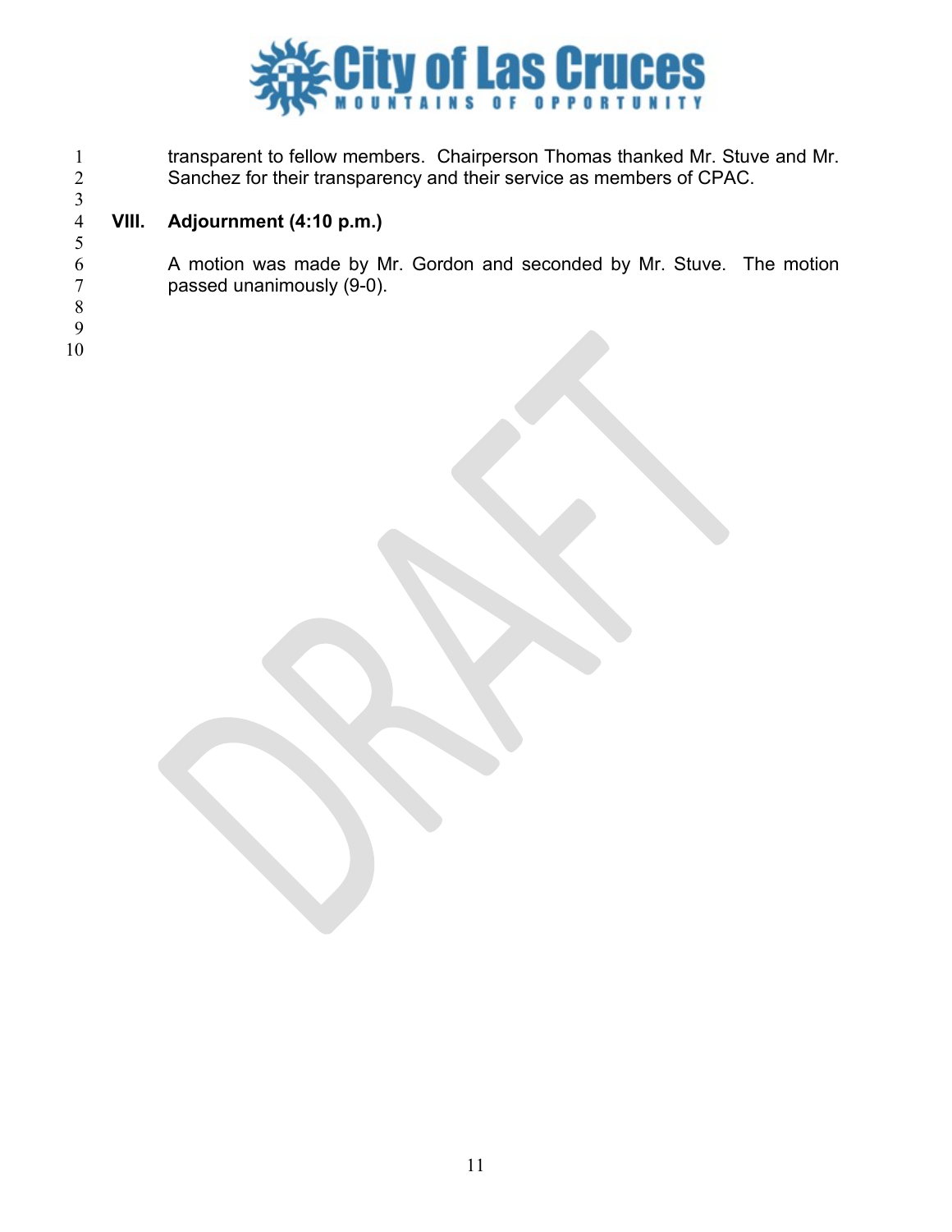transparent to fellow members. Chairperson Thomas thanked Mr. Stuve and Mr. Sanchez for their transparency and their service as members of CPAC.

## VIII. Adjournment (4:10 p.m.)

A motion was made by Mr. Gordon and seconded by Mr. Stuve. The motion passed unanimously (9-0).